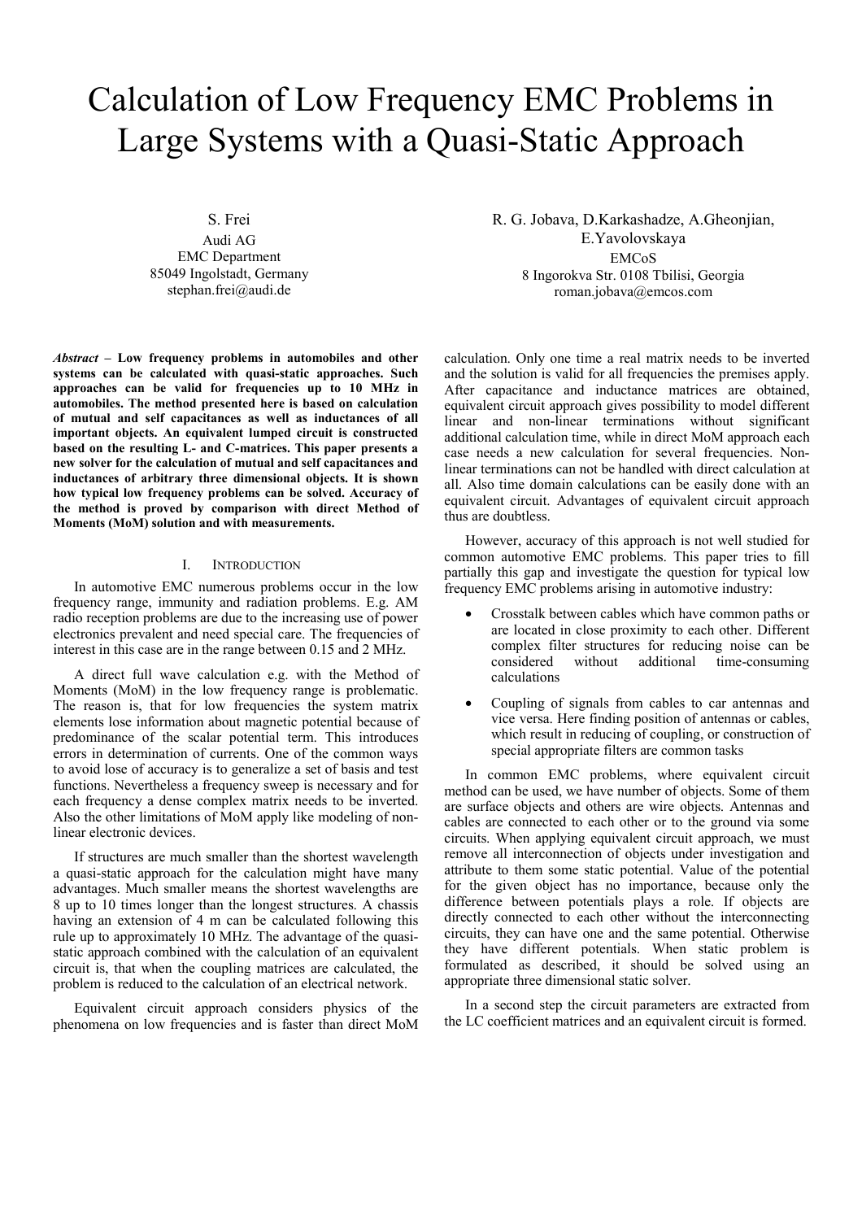# Calculation of Low Frequency EMC Problems in Large Systems with a Quasi-Static Approach

S. Frei
Audi AG
EMC Department
85049 Ingolstadt, Germany
stephan.frei@audi.de

R. G. Jobava, D.Karkashadze, A.Gheonjian, E.Yavolovskaya
EMCoS
8 Ingorokva Str. 0108 Tbilisi, Georgia
roman.jobava@emcos.com

***Abstract* – Low frequency problems in automobiles and other systems can be calculated with quasi-static approaches. Such approaches can be valid for frequencies up to 10 MHz in automobiles. The method presented here is based on calculation of mutual and self capacitances as well as inductances of all important objects. An equivalent lumped circuit is constructed based on the resulting L- and C-matrices. This paper presents a new solver for the calculation of mutual and self capacitances and inductances of arbitrary three dimensional objects. It is shown how typical low frequency problems can be solved. Accuracy of the method is proved by comparison with direct Method of Moments (MoM) solution and with measurements.**

## I. Introduction

In automotive EMC numerous problems occur in the low frequency range, immunity and radiation problems. E.g. AM radio reception problems are due to the increasing use of power electronics prevalent and need special care. The frequencies of interest in this case are in the range between 0.15 and 2 MHz.

A direct full wave calculation e.g. with the Method of Moments (MoM) in the low frequency range is problematic. The reason is, that for low frequencies the system matrix elements lose information about magnetic potential because of predominance of the scalar potential term. This introduces errors in determination of currents. One of the common ways to avoid lose of accuracy is to generalize a set of basis and test functions. Nevertheless a frequency sweep is necessary and for each frequency a dense complex matrix needs to be inverted. Also the other limitations of MoM apply like modeling of non-linear electronic devices.

If structures are much smaller than the shortest wavelength a quasi-static approach for the calculation might have many advantages. Much smaller means the shortest wavelengths are 8 up to 10 times longer than the longest structures. A chassis having an extension of 4 m can be calculated following this rule up to approximately 10 MHz. The advantage of the quasi-static approach combined with the calculation of an equivalent circuit is, that when the coupling matrices are calculated, the problem is reduced to the calculation of an electrical network.

Equivalent circuit approach considers physics of the phenomena on low frequencies and is faster than direct MoM calculation. Only one time a real matrix needs to be inverted and the solution is valid for all frequencies the premises apply. After capacitance and inductance matrices are obtained, equivalent circuit approach gives possibility to model different linear and non-linear terminations without significant additional calculation time, while in direct MoM approach each case needs a new calculation for several frequencies. Non-linear terminations can not be handled with direct calculation at all. Also time domain calculations can be easily done with an equivalent circuit. Advantages of equivalent circuit approach thus are doubtless.

However, accuracy of this approach is not well studied for common automotive EMC problems. This paper tries to fill partially this gap and investigate the question for typical low frequency EMC problems arising in automotive industry:

- Crosstalk between cables which have common paths or are located in close proximity to each other. Different complex filter structures for reducing noise can be considered without additional time-consuming calculations
- Coupling of signals from cables to car antennas and vice versa. Here finding position of antennas or cables, which result in reducing of coupling, or construction of special appropriate filters are common tasks

In common EMC problems, where equivalent circuit method can be used, we have number of objects. Some of them are surface objects and others are wire objects. Antennas and cables are connected to each other or to the ground via some circuits. When applying equivalent circuit approach, we must remove all interconnection of objects under investigation and attribute to them some static potential. Value of the potential for the given object has no importance, because only the difference between potentials plays a role. If objects are directly connected to each other without the interconnecting circuits, they can have one and the same potential. Otherwise they have different potentials. When static problem is formulated as described, it should be solved using an appropriate three dimensional static solver.

In a second step the circuit parameters are extracted from the LC coefficient matrices and an equivalent circuit is formed.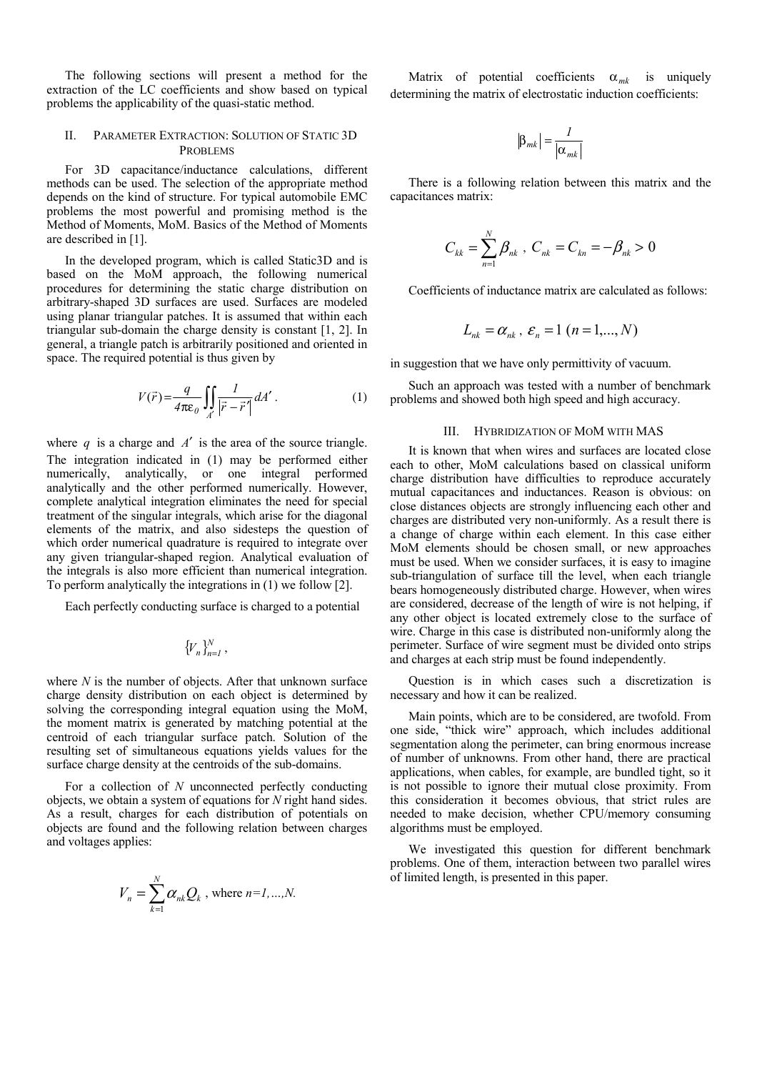The following sections will present a method for the extraction of the LC coefficients and show based on typical problems the applicability of the quasi-static method.

## II. Parameter Extraction: Solution of Static 3D Problems

For 3D capacitance/inductance calculations, different methods can be used. The selection of the appropriate method depends on the kind of structure. For typical automobile EMC problems the most powerful and promising method is the Method of Moments, MoM. Basics of the Method of Moments are described in [1].

In the developed program, which is called Static3D and is based on the MoM approach, the following numerical procedures for determining the static charge distribution on arbitrary-shaped 3D surfaces are used. Surfaces are modeled using planar triangular patches. It is assumed that within each triangular sub-domain the charge density is constant [1, 2]. In general, a triangle patch is arbitrarily positioned and oriented in space. The required potential is thus given by

$$V(\vec{r}) = \frac{q}{4\pi\varepsilon_0} \iint_{A'} \frac{1}{|\vec{r} - \vec{r}'|} dA' . \tag{1}$$

where $q$ is a charge and $A'$ is the area of the source triangle. The integration indicated in (1) may be performed either numerically, analytically, or one integral performed analytically and the other performed numerically. However, complete analytical integration eliminates the need for special treatment of the singular integrals, which arise for the diagonal elements of the matrix, and also sidesteps the question of which order numerical quadrature is required to integrate over any given triangular-shaped region. Analytical evaluation of the integrals is also more efficient than numerical integration. To perform analytically the integrations in (1) we follow [2].

Each perfectly conducting surface is charged to a potential

$$\{V_n\}_{n=1}^{N} ,$$

where $N$ is the number of objects. After that unknown surface charge density distribution on each object is determined by solving the corresponding integral equation using the MoM, the moment matrix is generated by matching potential at the centroid of each triangular surface patch. Solution of the resulting set of simultaneous equations yields values for the surface charge density at the centroids of the sub-domains.

For a collection of $N$ unconnected perfectly conducting objects, we obtain a system of equations for $N$ right hand sides. As a result, charges for each distribution of potentials on objects are found and the following relation between charges and voltages applies:

$$V_n = \sum_{k=1}^{N} \alpha_{nk} Q_k \text{ , where } n=1,\dots,N.$$

Matrix of potential coefficients $\alpha_{mk}$ is uniquely determining the matrix of electrostatic induction coefficients:

$$|\beta_{mk}| = \frac{1}{|\alpha_{mk}|}$$

There is a following relation between this matrix and the capacitances matrix:

$$C_{kk} = \sum_{n=1}^{N} \beta_{nk} \text{ , } C_{nk} = C_{kn} = -\beta_{nk} > 0$$

Coefficients of inductance matrix are calculated as follows:

$$L_{nk} = \alpha_{nk} \text{ , } \varepsilon_n = 1 \ (n = 1,\dots,N)$$

in suggestion that we have only permittivity of vacuum.

Such an approach was tested with a number of benchmark problems and showed both high speed and high accuracy.

## III. Hybridization of MoM with MAS

It is known that when wires and surfaces are located close each to other, MoM calculations based on classical uniform charge distribution have difficulties to reproduce accurately mutual capacitances and inductances. Reason is obvious: on close distances objects are strongly influencing each other and charges are distributed very non-uniformly. As a result there is a change of charge within each element. In this case either MoM elements should be chosen small, or new approaches must be used. When we consider surfaces, it is easy to imagine sub-triangulation of surface till the level, when each triangle bears homogeneously distributed charge. However, when wires are considered, decrease of the length of wire is not helping, if any other object is located extremely close to the surface of wire. Charge in this case is distributed non-uniformly along the perimeter. Surface of wire segment must be divided onto strips and charges at each strip must be found independently.

Question is in which cases such a discretization is necessary and how it can be realized.

Main points, which are to be considered, are twofold. From one side, "thick wire" approach, which includes additional segmentation along the perimeter, can bring enormous increase of number of unknowns. From other hand, there are practical applications, when cables, for example, are bundled tight, so it is not possible to ignore their mutual close proximity. From this consideration it becomes obvious, that strict rules are needed to make decision, whether CPU/memory consuming algorithms must be employed.

We investigated this question for different benchmark problems. One of them, interaction between two parallel wires of limited length, is presented in this paper.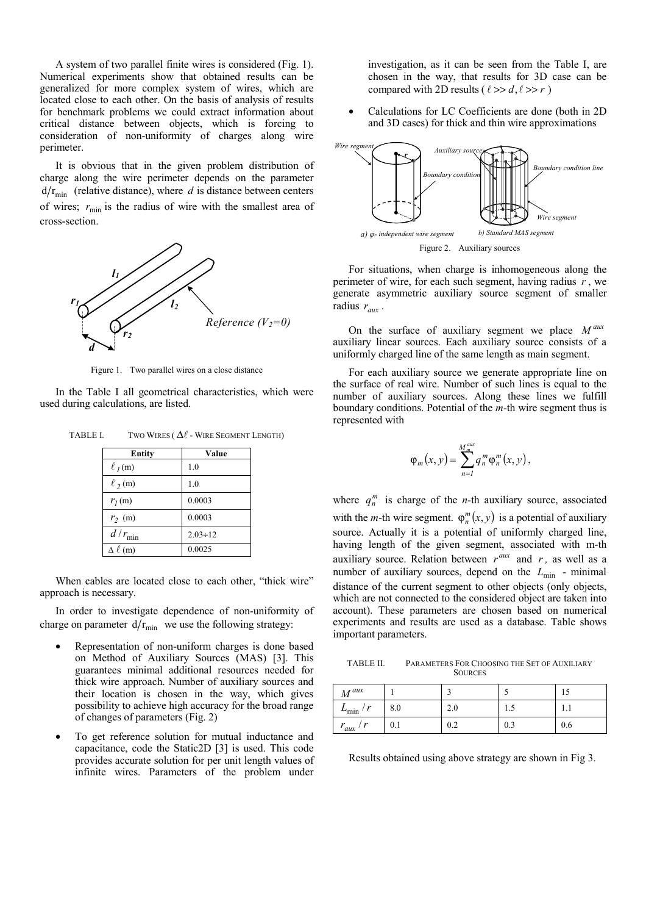A system of two parallel finite wires is considered (Fig. 1). Numerical experiments show that obtained results can be generalized for more complex system of wires, which are located close to each other. On the basis of analysis of results for benchmark problems we could extract information about critical distance between objects, which is forcing to consideration of non-uniformity of charges along wire perimeter.

It is obvious that in the given problem distribution of charge along the wire perimeter depends on the parameter $d/r_{\min}$ (relative distance), where $d$ is distance between centers of wires; $r_{\min}$ is the radius of wire with the smallest area of cross-section.

Figure 1. Two parallel wires on a close distance

In the Table I all geometrical characteristics, which were used during calculations, are listed.

TABLE I. TWO WIRES ($\Delta\ell$ - WIRE SEGMENT LENGTH)

| Entity | Value |
|---|---|
| $\ell_1$ (m) | 1.0 |
| $\ell_2$ (m) | 1.0 |
| $r_1$ (m) | 0.0003 |
| $r_2$ (m) | 0.0003 |
| $d/r_{\min}$ | 2.03÷12 |
| $\Delta\ell$ (m) | 0.0025 |

When cables are located close to each other, "thick wire" approach is necessary.

In order to investigate dependence of non-uniformity of charge on parameter $d/r_{\min}$ we use the following strategy:

- Representation of non-uniform charges is done based on Method of Auxiliary Sources (MAS) [3]. This guarantees minimal additional resources needed for thick wire approach. Number of auxiliary sources and their location is chosen in the way, which gives possibility to achieve high accuracy for the broad range of changes of parameters (Fig. 2)
- To get reference solution for mutual inductance and capacitance, code the Static2D [3] is used. This code provides accurate solution for per unit length values of infinite wires. Parameters of the problem under investigation, as it can be seen from the Table I, are chosen in the way, that results for 3D case can be compared with 2D results ($\ell >> d, \ell >> r$)
- Calculations for LC Coefficients are done (both in 2D and 3D cases) for thick and thin wire approximations

a) φ- independent wire segment b) Standard MAS segment

Figure 2. Auxiliary sources

For situations, when charge is inhomogeneous along the perimeter of wire, for each such segment, having radius $r$, we generate asymmetric auxiliary source segment of smaller radius $r_{aux}$.

On the surface of auxiliary segment we place $M^{aux}$ auxiliary linear sources. Each auxiliary source consists of a uniformly charged line of the same length as main segment.

For each auxiliary source we generate appropriate line on the surface of real wire. Number of such lines is equal to the number of auxiliary sources. Along these lines we fulfill boundary conditions. Potential of the *m*-th wire segment thus is represented with

$$\varphi_m(x,y) = \sum_{n=1}^{M_m^{aux}} q_n^m \varphi_n^m(x,y),$$

where $q_n^m$ is charge of the *n*-th auxiliary source, associated with the *m*-th wire segment. $\varphi_n^m(x,y)$ is a potential of auxiliary source. Actually it is a potential of uniformly charged line, having length of the given segment, associated with m-th auxiliary source. Relation between $r^{aux}$ and $r$, as well as a number of auxiliary sources, depend on the $L_{\min}$ - minimal distance of the current segment to other objects (only objects, which are not connected to the considered object are taken into account). These parameters are chosen based on numerical experiments and results are used as a database. Table shows important parameters.

TABLE II. PARAMETERS FOR CHOOSING THE SET OF AUXILIARY SOURCES

| $M^{aux}$ | 1 | 3 | 5 | 15 |
|---|---|---|---|---|
| $L_{\min}/r$ | 8.0 | 2.0 | 1.5 | 1.1 |
| $r_{aux}/r$ | 0.1 | 0.2 | 0.3 | 0.6 |

Results obtained using above strategy are shown in Fig 3.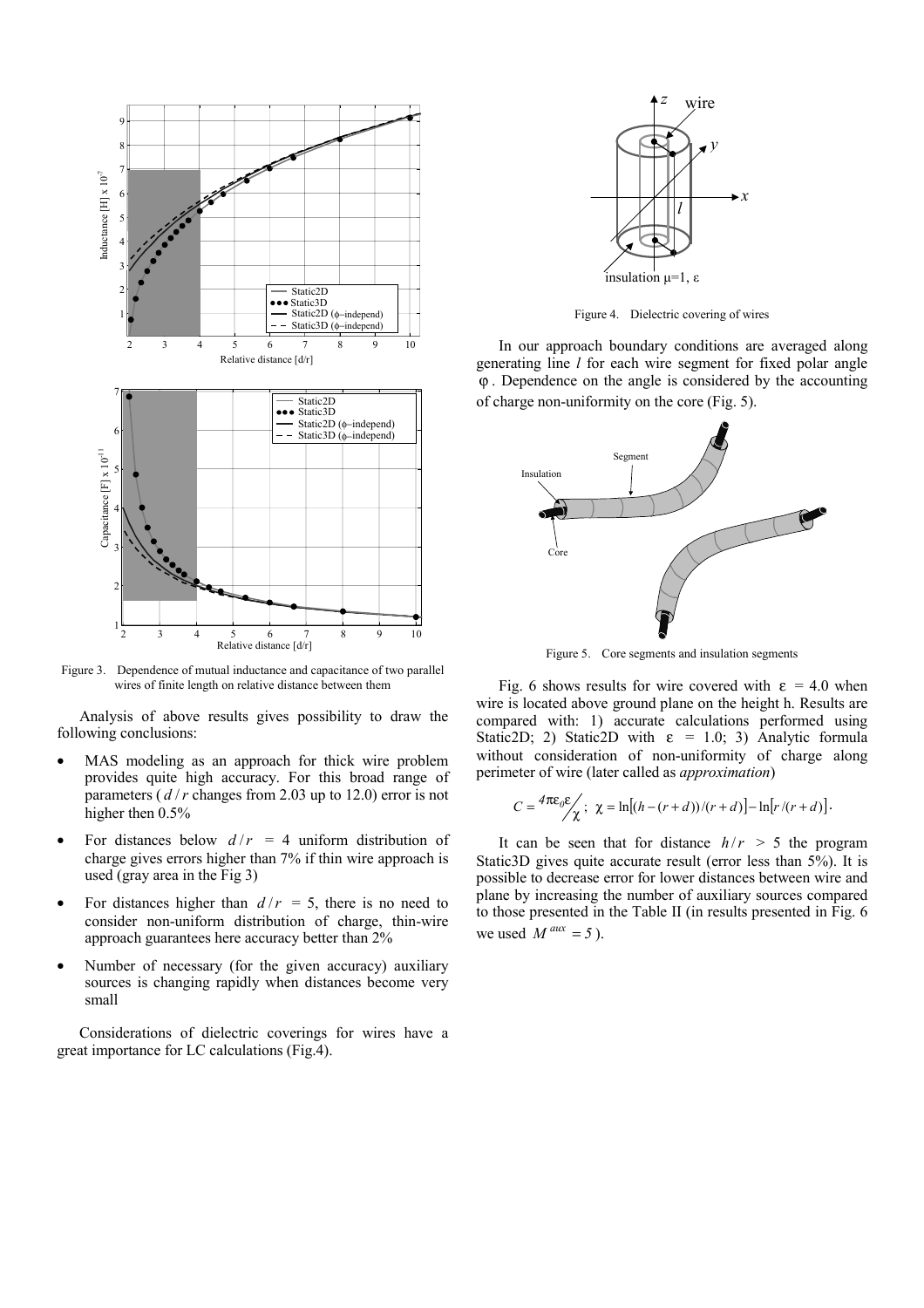Figure 3. Dependence of mutual inductance and capacitance of two parallel wires of finite length on relative distance between them

Analysis of above results gives possibility to draw the following conclusions:

- MAS modeling as an approach for thick wire problem provides quite high accuracy. For this broad range of parameters ( $d/r$ changes from 2.03 up to 12.0) error is not higher then 0.5%
- For distances below $d/r = 4$ uniform distribution of charge gives errors higher than 7% if thin wire approach is used (gray area in the Fig 3)
- For distances higher than $d/r = 5$, there is no need to consider non-uniform distribution of charge, thin-wire approach guarantees here accuracy better than 2%
- Number of necessary (for the given accuracy) auxiliary sources is changing rapidly when distances become very small

Considerations of dielectric coverings for wires have a great importance for LC calculations (Fig.4).

Figure 4. Dielectric covering of wires

In our approach boundary conditions are averaged along generating line $l$ for each wire segment for fixed polar angle $\varphi$. Dependence on the angle is considered by the accounting of charge non-uniformity on the core (Fig. 5).

Figure 5. Core segments and insulation segments

Fig. 6 shows results for wire covered with $\varepsilon = 4.0$ when wire is located above ground plane on the height h. Results are compared with: 1) accurate calculations performed using Static2D; 2) Static2D with $\varepsilon = 1.0$; 3) Analytic formula without consideration of non-uniformity of charge along perimeter of wire (later called as *approximation*)

$$C = \frac{4\pi\varepsilon_0\varepsilon}{\chi}; \ \chi = \ln[(h-(r+d))/(r+d)] - \ln[r/(r+d)].$$

It can be seen that for distance $h/r > 5$ the program Static3D gives quite accurate result (error less than 5%). It is possible to decrease error for lower distances between wire and plane by increasing the number of auxiliary sources compared to those presented in the Table II (in results presented in Fig. 6 we used $M^{aux} = 5$ ).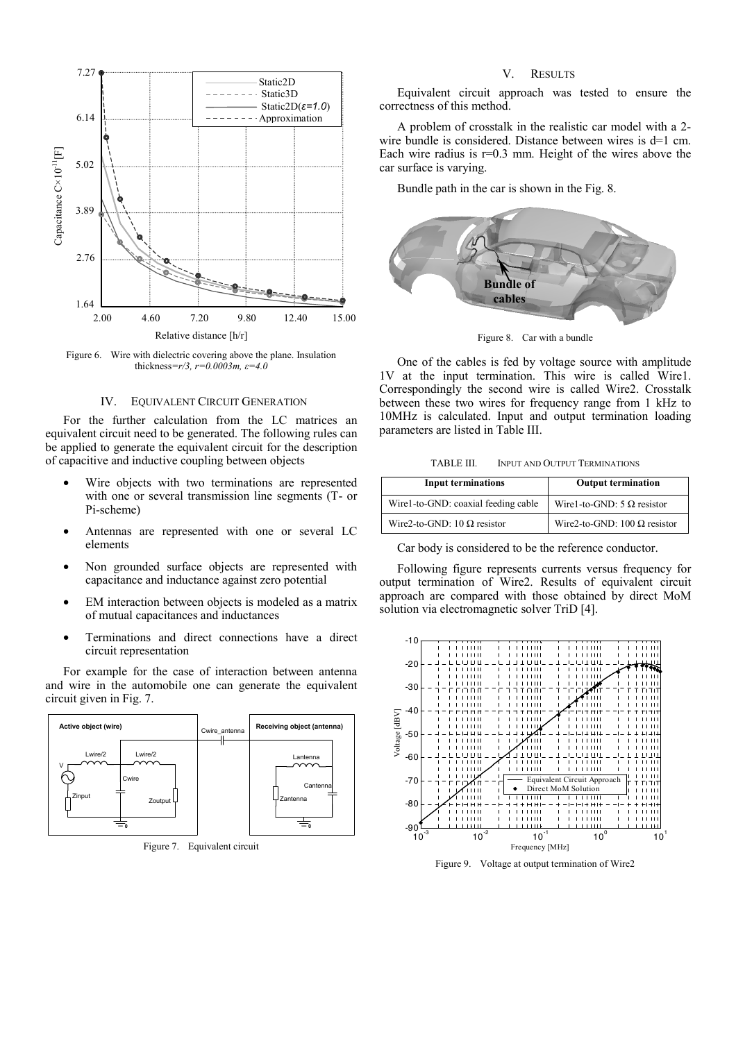Figure 6. Wire with dielectric covering above the plane. Insulation thickness=$r/3$, $r=0.0003m$, $\varepsilon=4.0$

## IV. Equivalent Circuit Generation

For the further calculation from the LC matrices an equivalent circuit need to be generated. The following rules can be applied to generate the equivalent circuit for the description of capacitive and inductive coupling between objects

- Wire objects with two terminations are represented with one or several transmission line segments (T- or Pi-scheme)
- Antennas are represented with one or several LC elements
- Non grounded surface objects are represented with capacitance and inductance against zero potential
- EM interaction between objects is modeled as a matrix of mutual capacitances and inductances
- Terminations and direct connections have a direct circuit representation

For example for the case of interaction between antenna and wire in the automobile one can generate the equivalent circuit given in Fig. 7.

Figure 7. Equivalent circuit

## V. Results

Equivalent circuit approach was tested to ensure the correctness of this method.

A problem of crosstalk in the realistic car model with a 2-wire bundle is considered. Distance between wires is d=1 cm. Each wire radius is r=0.3 mm. Height of the wires above the car surface is varying.

Bundle path in the car is shown in the Fig. 8.

Figure 8. Car with a bundle

One of the cables is fed by voltage source with amplitude 1V at the input termination. This wire is called Wire1. Correspondingly the second wire is called Wire2. Crosstalk between these two wires for frequency range from 1 kHz to 10MHz is calculated. Input and output termination loading parameters are listed in Table III.

TABLE III. Input and Output Terminations

| Input terminations | Output termination |
|---|---|
| Wire1-to-GND: coaxial feeding cable | Wire1-to-GND: 5 Ω resistor |
| Wire2-to-GND: 10 Ω resistor | Wire2-to-GND: 100 Ω resistor |

Car body is considered to be the reference conductor.

Following figure represents currents versus frequency for output termination of Wire2. Results of equivalent circuit approach are compared with those obtained by direct MoM solution via electromagnetic solver TriD [4].

Figure 9. Voltage at output termination of Wire2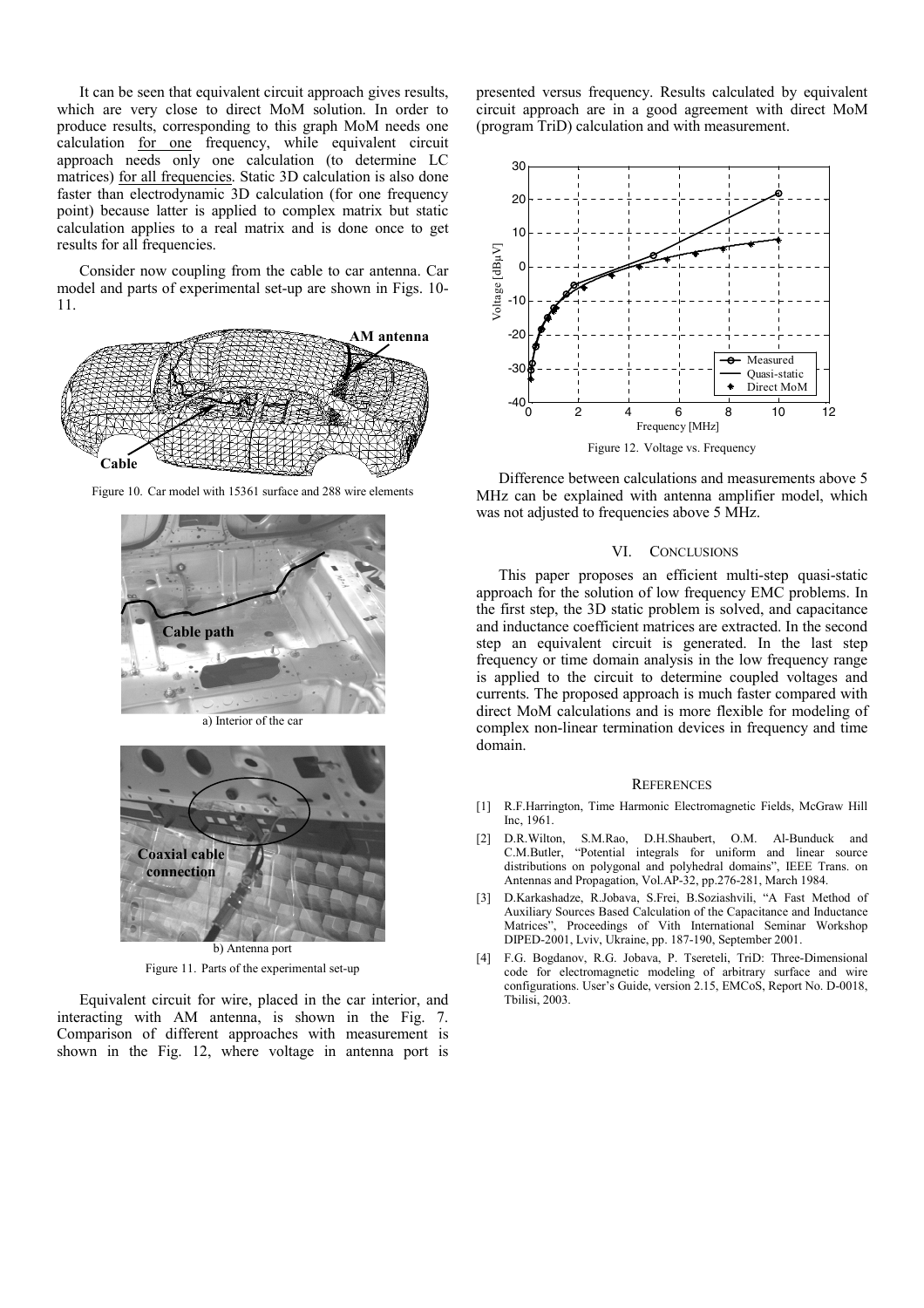It can be seen that equivalent circuit approach gives results, which are very close to direct MoM solution. In order to produce results, corresponding to this graph MoM needs one calculation for one frequency, while equivalent circuit approach needs only one calculation (to determine LC matrices) for all frequencies. Static 3D calculation is also done faster than electrodynamic 3D calculation (for one frequency point) because latter is applied to complex matrix but static calculation applies to a real matrix and is done once to get results for all frequencies.

Consider now coupling from the cable to car antenna. Car model and parts of experimental set-up are shown in Figs. 10-11.

AM antenna

Cable

Figure 10. Car model with 15361 surface and 288 wire elements

Cable path

a) Interior of the car

Coaxial cable connection

b) Antenna port

Figure 11. Parts of the experimental set-up

Equivalent circuit for wire, placed in the car interior, and interacting with AM antenna, is shown in the Fig. 7. Comparison of different approaches with measurement is shown in the Fig. 12, where voltage in antenna port is presented versus frequency. Results calculated by equivalent circuit approach are in a good agreement with direct MoM (program TriD) calculation and with measurement.

Voltage [dBμV]

30
20
10
0
-10
-20
-30
-40

0 2 4 6 8 10 12

Frequency [MHz]

Measured
Quasi-static
Direct MoM

Figure 12. Voltage vs. Frequency

Difference between calculations and measurements above 5 MHz can be explained with antenna amplifier model, which was not adjusted to frequencies above 5 MHz.

## VI. CONCLUSIONS

This paper proposes an efficient multi-step quasi-static approach for the solution of low frequency EMC problems. In the first step, the 3D static problem is solved, and capacitance and inductance coefficient matrices are extracted. In the second step an equivalent circuit is generated. In the last step frequency or time domain analysis in the low frequency range is applied to the circuit to determine coupled voltages and currents. The proposed approach is much faster compared with direct MoM calculations and is more flexible for modeling of complex non-linear termination devices in frequency and time domain.

## REFERENCES

[1] R.F.Harrington, Time Harmonic Electromagnetic Fields, McGraw Hill Inc, 1961.

[2] D.R.Wilton, S.M.Rao, D.H.Shaubert, O.M. Al-Bunduck and C.M.Butler, "Potential integrals for uniform and linear source distributions on polygonal and polyhedral domains", IEEE Trans. on Antennas and Propagation, Vol.AP-32, pp.276-281, March 1984.

[3] D.Karkashadze, R.Jobava, S.Frei, B.Soziashvili, "A Fast Method of Auxiliary Sources Based Calculation of the Capacitance and Inductance Matrices", Proceedings of Vith International Seminar Workshop DIPED-2001, Lviv, Ukraine, pp. 187-190, September 2001.

[4] F.G. Bogdanov, R.G. Jobava, P. Tsereteli, TriD: Three-Dimensional code for electromagnetic modeling of arbitrary surface and wire configurations. User's Guide, version 2.15, EMCoS, Report No. D-0018, Tbilisi, 2003.